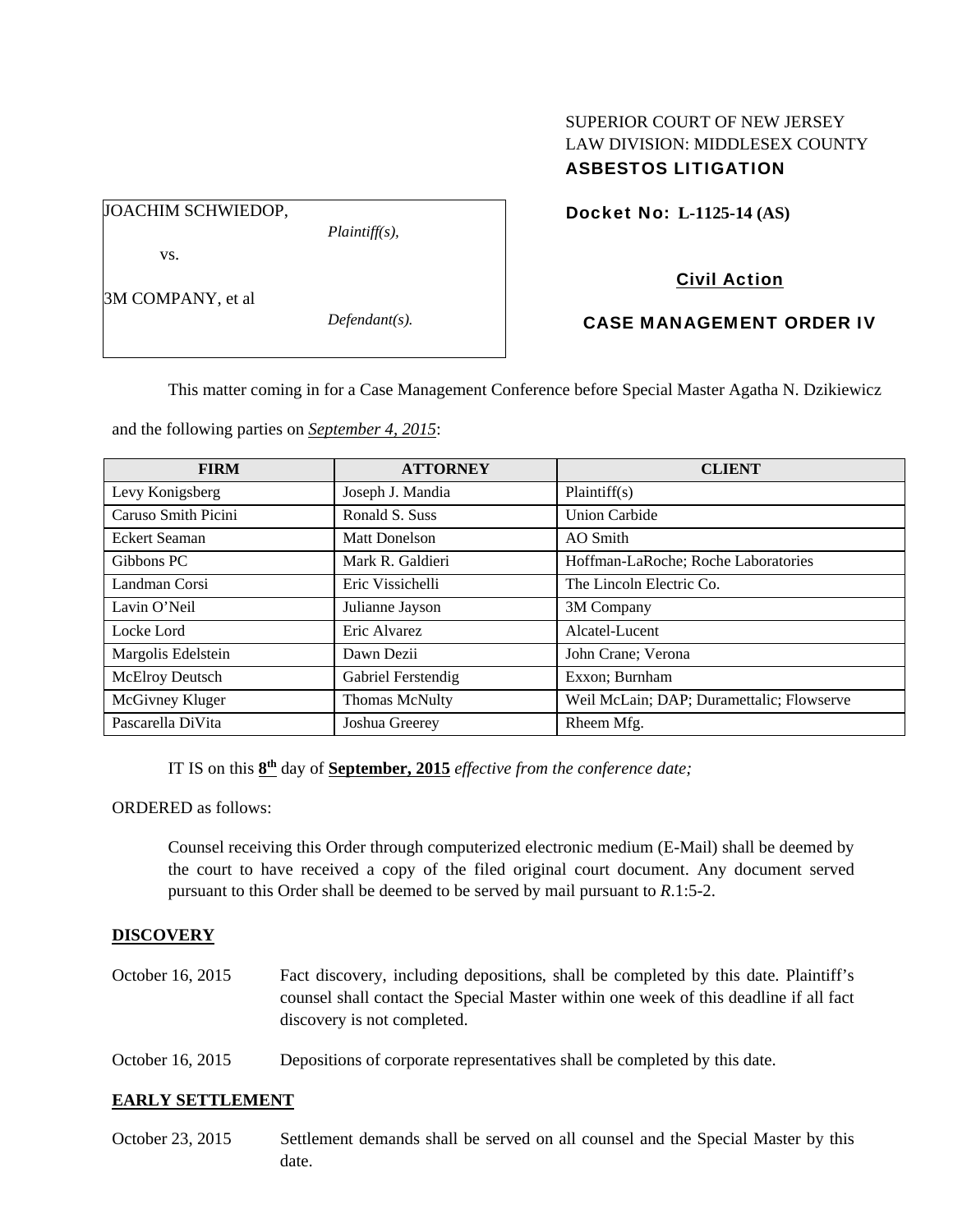SUPERIOR COURT OF NEW JERSEY
LAW DIVISION: MIDDLESEX COUNTY
**ASBESTOS LITIGATION**

JOACHIM SCHWIEDOP,
*Plaintiff(s),*

vs.

3M COMPANY, et al
*Defendant(s).*

**Docket No: L-1125-14 (AS)**

**Civil Action**

**CASE MANAGEMENT ORDER IV**

This matter coming in for a Case Management Conference before Special Master Agatha N. Dzikiewicz and the following parties on ***September 4, 2015***:

| FIRM | ATTORNEY | CLIENT |
|---|---|---|
| Levy Konigsberg | Joseph J. Mandia | Plaintiff(s) |
| Caruso Smith Picini | Ronald S. Suss | Union Carbide |
| Eckert Seaman | Matt Donelson | AO Smith |
| Gibbons PC | Mark R. Galdieri | Hoffman-LaRoche; Roche Laboratories |
| Landman Corsi | Eric Vissichelli | The Lincoln Electric Co. |
| Lavin O'Neil | Julianne Jayson | 3M Company |
| Locke Lord | Eric Alvarez | Alcatel-Lucent |
| Margolis Edelstein | Dawn Dezii | John Crane; Verona |
| McElroy Deutsch | Gabriel Ferstendig | Exxon; Burnham |
| McGivney Kluger | Thomas McNulty | Weil McLain; DAP; Durامettalic; Flowserve |
| Pascarella DiVita | Joshua Greerey | Rheem Mfg. |

IT IS on this **8th** day of **September, 2015** *effective from the conference date;*

ORDERED as follows:

Counsel receiving this Order through computerized electronic medium (E-Mail) shall be deemed by the court to have received a copy of the filed original court document. Any document served pursuant to this Order shall be deemed to be served by mail pursuant to *R*.1:5-2.

**DISCOVERY**

October 16, 2015 — Fact discovery, including depositions, shall be completed by this date. Plaintiff's counsel shall contact the Special Master within one week of this deadline if all fact discovery is not completed.

October 16, 2015 — Depositions of corporate representatives shall be completed by this date.

**EARLY SETTLEMENT**

October 23, 2015 — Settlement demands shall be served on all counsel and the Special Master by this date.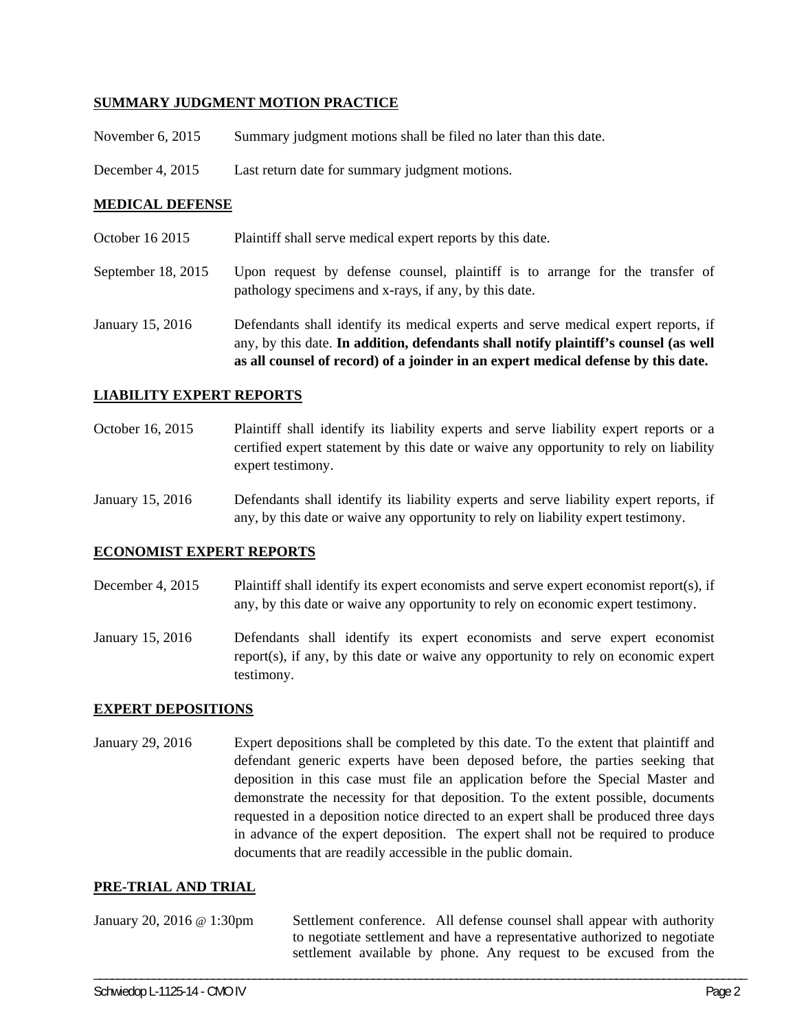**SUMMARY JUDGMENT MOTION PRACTICE**

| | |
|---|---|
| November 6, 2015 | Summary judgment motions shall be filed no later than this date. |
| December 4, 2015 | Last return date for summary judgment motions. |

**MEDICAL DEFENSE**

| | |
|---|---|
| October 16 2015 | Plaintiff shall serve medical expert reports by this date. |
| September 18, 2015 | Upon request by defense counsel, plaintiff is to arrange for the transfer of pathology specimens and x-rays, if any, by this date. |
| January 15, 2016 | Defendants shall identify its medical experts and serve medical expert reports, if any, by this date. **In addition, defendants shall notify plaintiff's counsel (as well as all counsel of record) of a joinder in an expert medical defense by this date.** |

**LIABILITY EXPERT REPORTS**

| | |
|---|---|
| October 16, 2015 | Plaintiff shall identify its liability experts and serve liability expert reports or a certified expert statement by this date or waive any opportunity to rely on liability expert testimony. |
| January 15, 2016 | Defendants shall identify its liability experts and serve liability expert reports, if any, by this date or waive any opportunity to rely on liability expert testimony. |

**ECONOMIST EXPERT REPORTS**

| | |
|---|---|
| December 4, 2015 | Plaintiff shall identify its expert economists and serve expert economist report(s), if any, by this date or waive any opportunity to rely on economic expert testimony. |
| January 15, 2016 | Defendants shall identify its expert economists and serve expert economist report(s), if any, by this date or waive any opportunity to rely on economic expert testimony. |

**EXPERT DEPOSITIONS**

| | |
|---|---|
| January 29, 2016 | Expert depositions shall be completed by this date. To the extent that plaintiff and defendant generic experts have been deposed before, the parties seeking that deposition in this case must file an application before the Special Master and demonstrate the necessity for that deposition. To the extent possible, documents requested in a deposition notice directed to an expert shall be produced three days in advance of the expert deposition. The expert shall not be required to produce documents that are readily accessible in the public domain. |

**PRE-TRIAL AND TRIAL**

| | |
|---|---|
| January 20, 2016 @ 1:30pm | Settlement conference. All defense counsel shall appear with authority to negotiate settlement and have a representative authorized to negotiate settlement available by phone. Any request to be excused from the |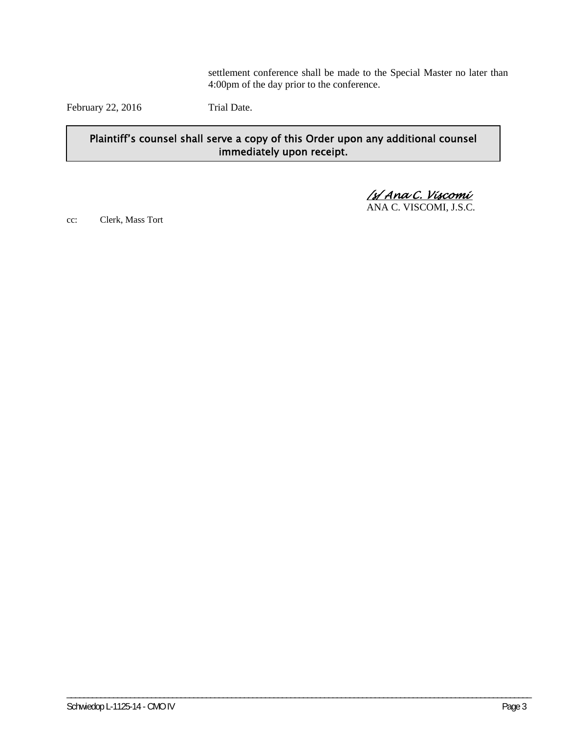| | |
|---|---|
| | settlement conference shall be made to the Special Master no later than 4:00pm of the day prior to the conference. |
| February 22, 2016 | Trial Date. |

**Plaintiff's counsel shall serve a copy of this Order upon any additional counsel immediately upon receipt.**

*/s/ Ana C. Viscomi*
ANA C. VISCOMI, J.S.C.

cc: Clerk, Mass Tort